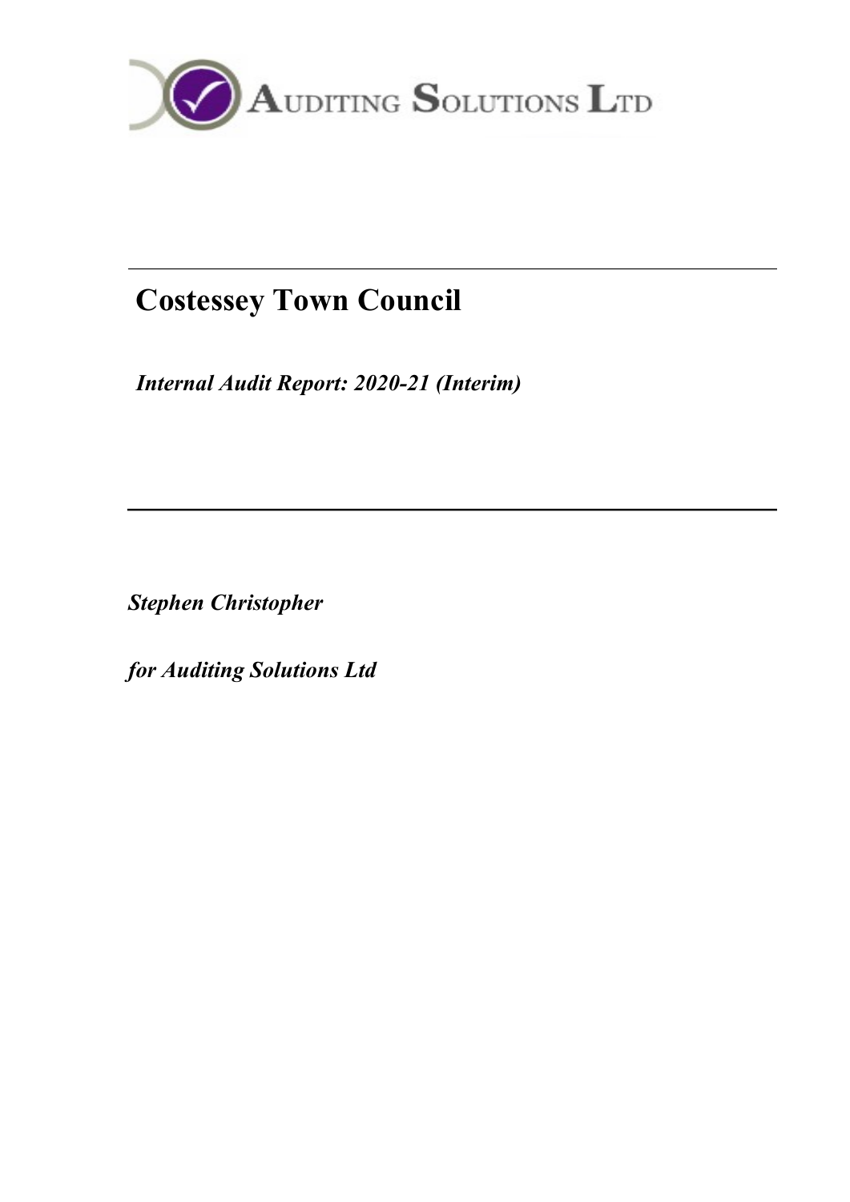AUDITING SOLUTIONS LTD

# Costessey Town Council

*Internal Audit Report: 2020-21 (Interim)*

*Stephen Christopher*

*for Auditing Solutions Ltd*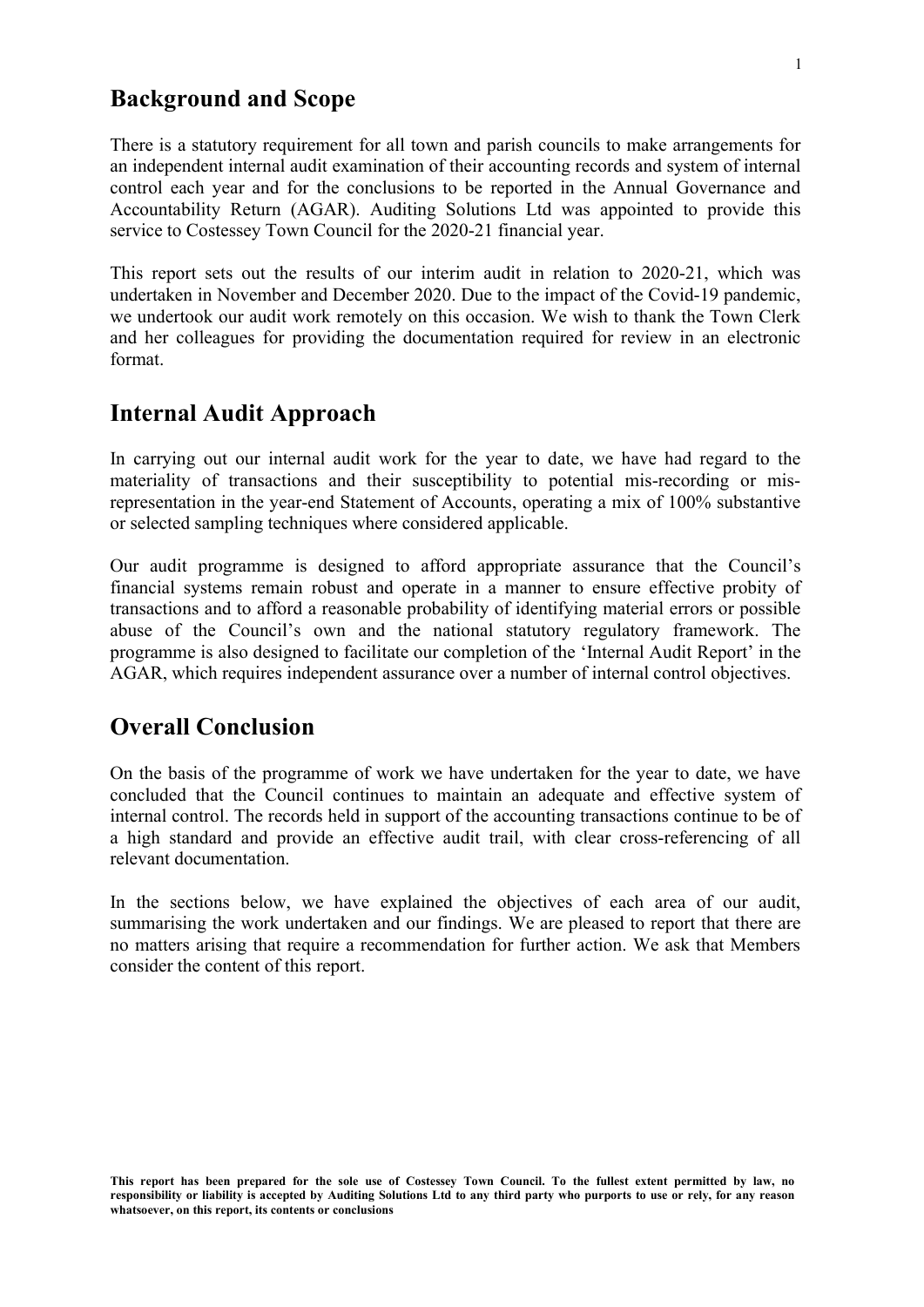## Background and Scope

There is a statutory requirement for all town and parish councils to make arrangements for an independent internal audit examination of their accounting records and system of internal control each year and for the conclusions to be reported in the Annual Governance and Accountability Return (AGAR). Auditing Solutions Ltd was appointed to provide this service to Costessey Town Council for the 2020-21 financial year.

This report sets out the results of our interim audit in relation to 2020-21, which was undertaken in November and December 2020. Due to the impact of the Covid-19 pandemic, we undertook our audit work remotely on this occasion. We wish to thank the Town Clerk and her colleagues for providing the documentation required for review in an electronic format.

## Internal Audit Approach

In carrying out our internal audit work for the year to date, we have had regard to the materiality of transactions and their susceptibility to potential mis-recording or mis-representation in the year-end Statement of Accounts, operating a mix of 100% substantive or selected sampling techniques where considered applicable.

Our audit programme is designed to afford appropriate assurance that the Council's financial systems remain robust and operate in a manner to ensure effective probity of transactions and to afford a reasonable probability of identifying material errors or possible abuse of the Council's own and the national statutory regulatory framework. The programme is also designed to facilitate our completion of the 'Internal Audit Report' in the AGAR, which requires independent assurance over a number of internal control objectives.

## Overall Conclusion

On the basis of the programme of work we have undertaken for the year to date, we have concluded that the Council continues to maintain an adequate and effective system of internal control. The records held in support of the accounting transactions continue to be of a high standard and provide an effective audit trail, with clear cross-referencing of all relevant documentation.

In the sections below, we have explained the objectives of each area of our audit, summarising the work undertaken and our findings. We are pleased to report that there are no matters arising that require a recommendation for further action. We ask that Members consider the content of this report.

**This report has been prepared for the sole use of Costessey Town Council. To the fullest extent permitted by law, no responsibility or liability is accepted by Auditing Solutions Ltd to any third party who purports to use or rely, for any reason whatsoever, on this report, its contents or conclusions**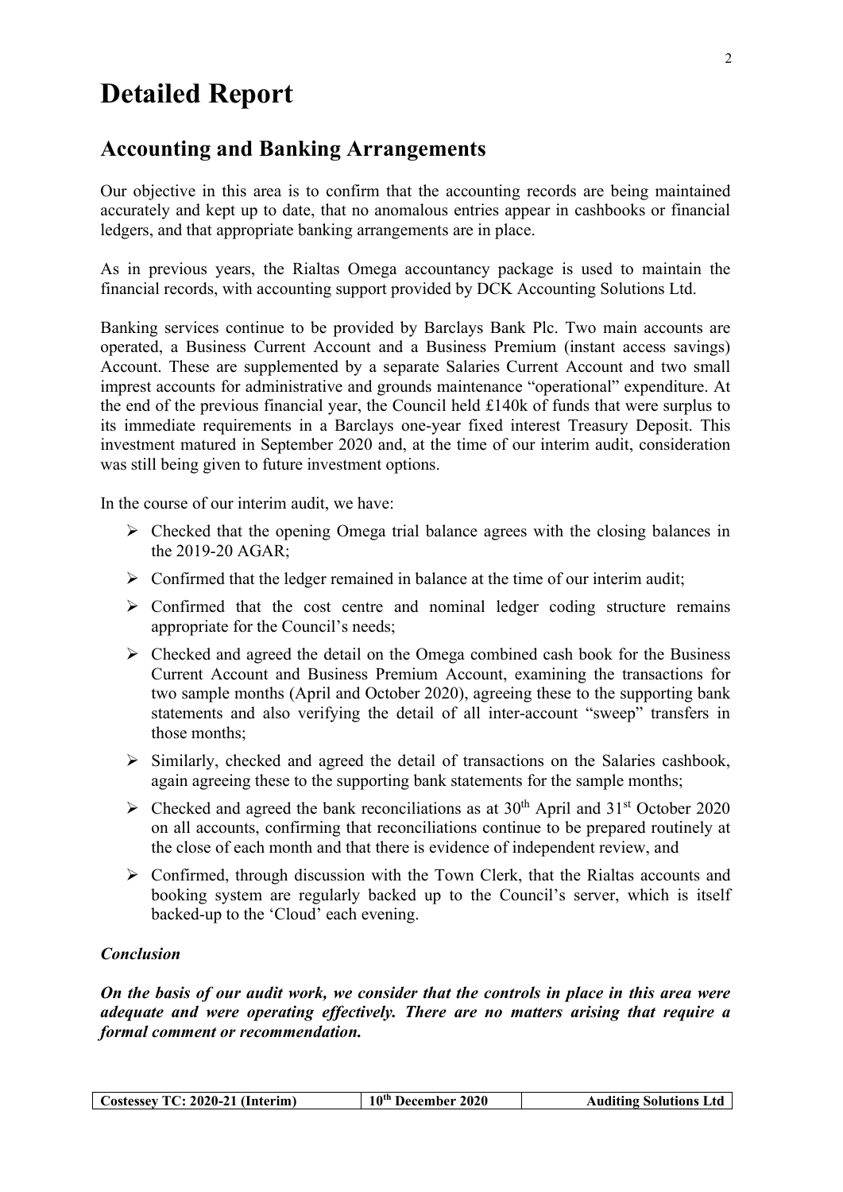# Detailed Report

## Accounting and Banking Arrangements

Our objective in this area is to confirm that the accounting records are being maintained accurately and kept up to date, that no anomalous entries appear in cashbooks or financial ledgers, and that appropriate banking arrangements are in place.

As in previous years, the Rialtas Omega accountancy package is used to maintain the financial records, with accounting support provided by DCK Accounting Solutions Ltd.

Banking services continue to be provided by Barclays Bank Plc. Two main accounts are operated, a Business Current Account and a Business Premium (instant access savings) Account. These are supplemented by a separate Salaries Current Account and two small imprest accounts for administrative and grounds maintenance "operational" expenditure. At the end of the previous financial year, the Council held £140k of funds that were surplus to its immediate requirements in a Barclays one-year fixed interest Treasury Deposit. This investment matured in September 2020 and, at the time of our interim audit, consideration was still being given to future investment options.

In the course of our interim audit, we have:

- Checked that the opening Omega trial balance agrees with the closing balances in the 2019-20 AGAR;
- Confirmed that the ledger remained in balance at the time of our interim audit;
- Confirmed that the cost centre and nominal ledger coding structure remains appropriate for the Council's needs;
- Checked and agreed the detail on the Omega combined cash book for the Business Current Account and Business Premium Account, examining the transactions for two sample months (April and October 2020), agreeing these to the supporting bank statements and also verifying the detail of all inter-account "sweep" transfers in those months;
- Similarly, checked and agreed the detail of transactions on the Salaries cashbook, again agreeing these to the supporting bank statements for the sample months;
- Checked and agreed the bank reconciliations as at 30th April and 31st October 2020 on all accounts, confirming that reconciliations continue to be prepared routinely at the close of each month and that there is evidence of independent review, and
- Confirmed, through discussion with the Town Clerk, that the Rialtas accounts and booking system are regularly backed up to the Council's server, which is itself backed-up to the 'Cloud' each evening.

### *Conclusion*

***On the basis of our audit work, we consider that the controls in place in this area were adequate and were operating effectively. There are no matters arising that require a formal comment or recommendation.***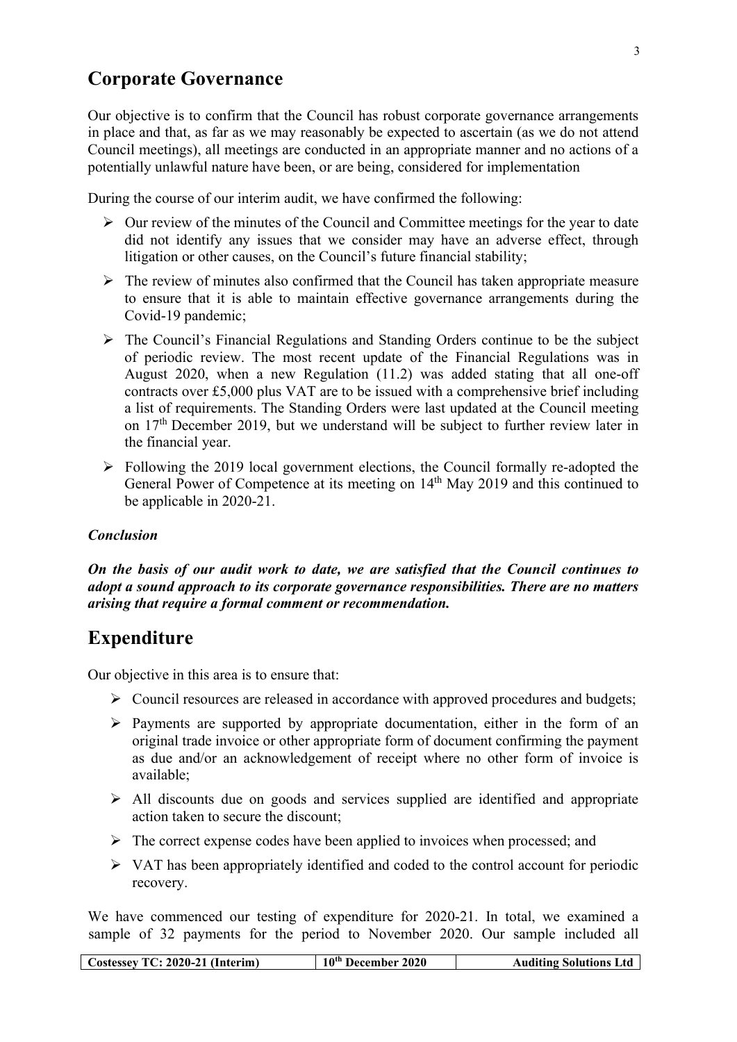## Corporate Governance

Our objective is to confirm that the Council has robust corporate governance arrangements in place and that, as far as we may reasonably be expected to ascertain (as we do not attend Council meetings), all meetings are conducted in an appropriate manner and no actions of a potentially unlawful nature have been, or are being, considered for implementation

During the course of our interim audit, we have confirmed the following:

- Our review of the minutes of the Council and Committee meetings for the year to date did not identify any issues that we consider may have an adverse effect, through litigation or other causes, on the Council's future financial stability;
- The review of minutes also confirmed that the Council has taken appropriate measure to ensure that it is able to maintain effective governance arrangements during the Covid-19 pandemic;
- The Council's Financial Regulations and Standing Orders continue to be the subject of periodic review. The most recent update of the Financial Regulations was in August 2020, when a new Regulation (11.2) was added stating that all one-off contracts over £5,000 plus VAT are to be issued with a comprehensive brief including a list of requirements. The Standing Orders were last updated at the Council meeting on 17th December 2019, but we understand will be subject to further review later in the financial year.
- Following the 2019 local government elections, the Council formally re-adopted the General Power of Competence at its meeting on 14th May 2019 and this continued to be applicable in 2020-21.

***Conclusion***

***On the basis of our audit work to date, we are satisfied that the Council continues to adopt a sound approach to its corporate governance responsibilities. There are no matters arising that require a formal comment or recommendation.***

## Expenditure

Our objective in this area is to ensure that:

- Council resources are released in accordance with approved procedures and budgets;
- Payments are supported by appropriate documentation, either in the form of an original trade invoice or other appropriate form of document confirming the payment as due and/or an acknowledgement of receipt where no other form of invoice is available;
- All discounts due on goods and services supplied are identified and appropriate action taken to secure the discount;
- The correct expense codes have been applied to invoices when processed; and
- VAT has been appropriately identified and coded to the control account for periodic recovery.

We have commenced our testing of expenditure for 2020-21. In total, we examined a sample of 32 payments for the period to November 2020. Our sample included all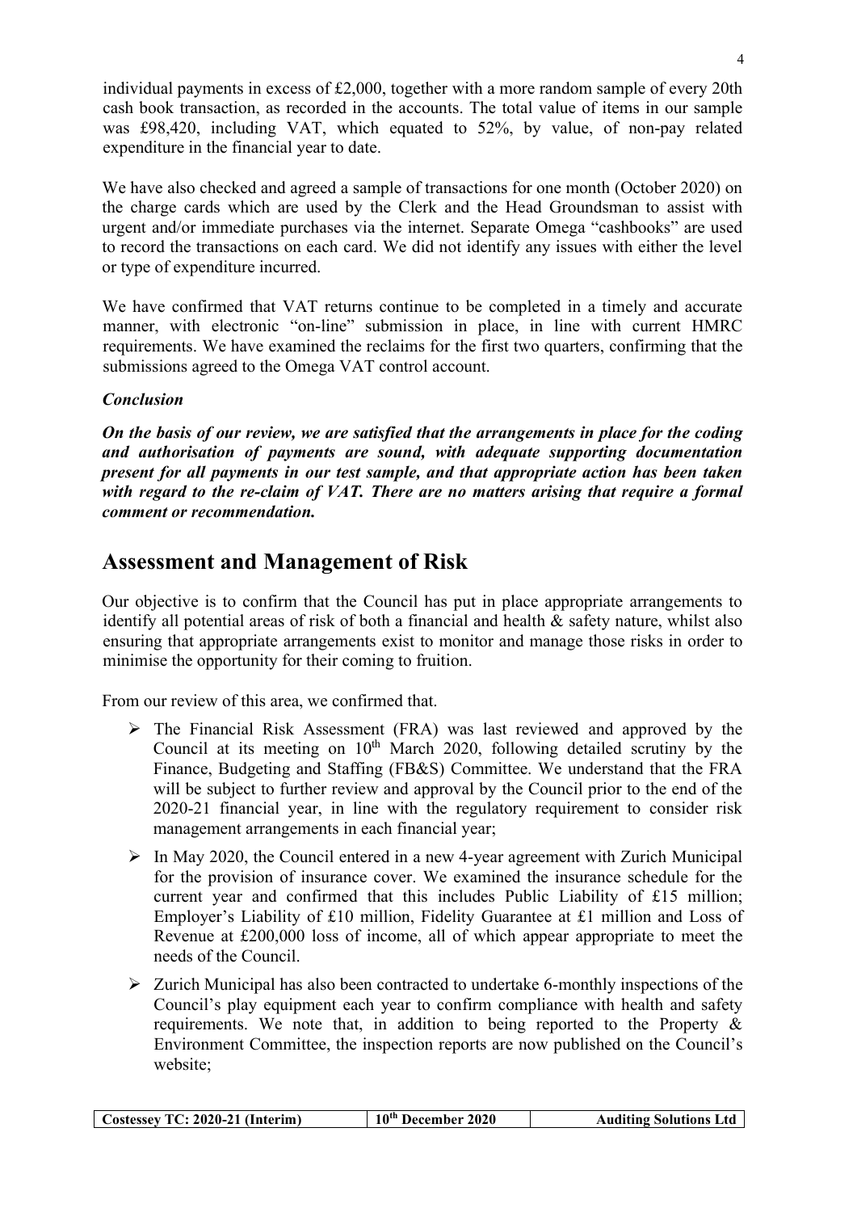individual payments in excess of £2,000, together with a more random sample of every 20th cash book transaction, as recorded in the accounts. The total value of items in our sample was £98,420, including VAT, which equated to 52%, by value, of non-pay related expenditure in the financial year to date.

We have also checked and agreed a sample of transactions for one month (October 2020) on the charge cards which are used by the Clerk and the Head Groundsman to assist with urgent and/or immediate purchases via the internet. Separate Omega "cashbooks" are used to record the transactions on each card. We did not identify any issues with either the level or type of expenditure incurred.

We have confirmed that VAT returns continue to be completed in a timely and accurate manner, with electronic "on-line" submission in place, in line with current HMRC requirements. We have examined the reclaims for the first two quarters, confirming that the submissions agreed to the Omega VAT control account.

***Conclusion***

***On the basis of our review, we are satisfied that the arrangements in place for the coding and authorisation of payments are sound, with adequate supporting documentation present for all payments in our test sample, and that appropriate action has been taken with regard to the re-claim of VAT. There are no matters arising that require a formal comment or recommendation.***

## Assessment and Management of Risk

Our objective is to confirm that the Council has put in place appropriate arrangements to identify all potential areas of risk of both a financial and health & safety nature, whilst also ensuring that appropriate arrangements exist to monitor and manage those risks in order to minimise the opportunity for their coming to fruition.

From our review of this area, we confirmed that.

- The Financial Risk Assessment (FRA) was last reviewed and approved by the Council at its meeting on 10th March 2020, following detailed scrutiny by the Finance, Budgeting and Staffing (FB&S) Committee. We understand that the FRA will be subject to further review and approval by the Council prior to the end of the 2020-21 financial year, in line with the regulatory requirement to consider risk management arrangements in each financial year;
- In May 2020, the Council entered in a new 4-year agreement with Zurich Municipal for the provision of insurance cover. We examined the insurance schedule for the current year and confirmed that this includes Public Liability of £15 million; Employer's Liability of £10 million, Fidelity Guarantee at £1 million and Loss of Revenue at £200,000 loss of income, all of which appear appropriate to meet the needs of the Council.
- Zurich Municipal has also been contracted to undertake 6-monthly inspections of the Council's play equipment each year to confirm compliance with health and safety requirements. We note that, in addition to being reported to the Property & Environment Committee, the inspection reports are now published on the Council's website;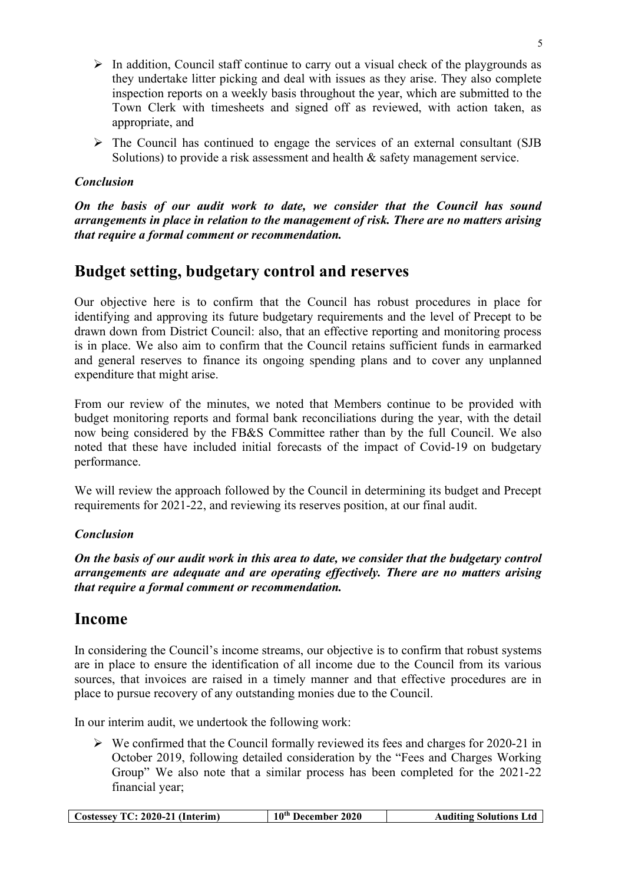- In addition, Council staff continue to carry out a visual check of the playgrounds as they undertake litter picking and deal with issues as they arise. They also complete inspection reports on a weekly basis throughout the year, which are submitted to the Town Clerk with timesheets and signed off as reviewed, with action taken, as appropriate, and
- The Council has continued to engage the services of an external consultant (SJB Solutions) to provide a risk assessment and health & safety management service.

***Conclusion***

***On the basis of our audit work to date, we consider that the Council has sound arrangements in place in relation to the management of risk. There are no matters arising that require a formal comment or recommendation.***

## Budget setting, budgetary control and reserves

Our objective here is to confirm that the Council has robust procedures in place for identifying and approving its future budgetary requirements and the level of Precept to be drawn down from District Council: also, that an effective reporting and monitoring process is in place. We also aim to confirm that the Council retains sufficient funds in earmarked and general reserves to finance its ongoing spending plans and to cover any unplanned expenditure that might arise.

From our review of the minutes, we noted that Members continue to be provided with budget monitoring reports and formal bank reconciliations during the year, with the detail now being considered by the FB&S Committee rather than by the full Council. We also noted that these have included initial forecasts of the impact of Covid-19 on budgetary performance.

We will review the approach followed by the Council in determining its budget and Precept requirements for 2021-22, and reviewing its reserves position, at our final audit.

***Conclusion***

***On the basis of our audit work in this area to date, we consider that the budgetary control arrangements are adequate and are operating effectively. There are no matters arising that require a formal comment or recommendation.***

## Income

In considering the Council's income streams, our objective is to confirm that robust systems are in place to ensure the identification of all income due to the Council from its various sources, that invoices are raised in a timely manner and that effective procedures are in place to pursue recovery of any outstanding monies due to the Council.

In our interim audit, we undertook the following work:

- We confirmed that the Council formally reviewed its fees and charges for 2020-21 in October 2019, following detailed consideration by the "Fees and Charges Working Group" We also note that a similar process has been completed for the 2021-22 financial year;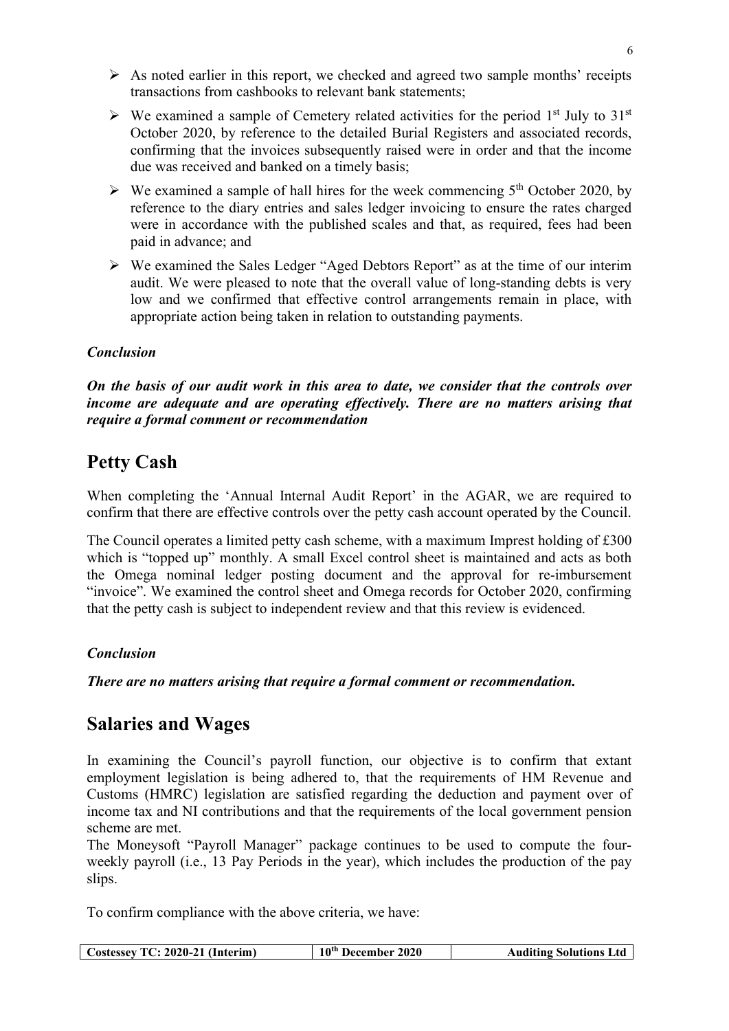- As noted earlier in this report, we checked and agreed two sample months' receipts transactions from cashbooks to relevant bank statements;
- We examined a sample of Cemetery related activities for the period 1st July to 31st October 2020, by reference to the detailed Burial Registers and associated records, confirming that the invoices subsequently raised were in order and that the income due was received and banked on a timely basis;
- We examined a sample of hall hires for the week commencing 5th October 2020, by reference to the diary entries and sales ledger invoicing to ensure the rates charged were in accordance with the published scales and that, as required, fees had been paid in advance; and
- We examined the Sales Ledger "Aged Debtors Report" as at the time of our interim audit. We were pleased to note that the overall value of long-standing debts is very low and we confirmed that effective control arrangements remain in place, with appropriate action being taken in relation to outstanding payments.

***Conclusion***

***On the basis of our audit work in this area to date, we consider that the controls over income are adequate and are operating effectively. There are no matters arising that require a formal comment or recommendation***

## Petty Cash

When completing the 'Annual Internal Audit Report' in the AGAR, we are required to confirm that there are effective controls over the petty cash account operated by the Council.

The Council operates a limited petty cash scheme, with a maximum Imprest holding of £300 which is "topped up" monthly. A small Excel control sheet is maintained and acts as both the Omega nominal ledger posting document and the approval for re-imbursement "invoice". We examined the control sheet and Omega records for October 2020, confirming that the petty cash is subject to independent review and that this review is evidenced.

***Conclusion***

***There are no matters arising that require a formal comment or recommendation.***

## Salaries and Wages

In examining the Council's payroll function, our objective is to confirm that extant employment legislation is being adhered to, that the requirements of HM Revenue and Customs (HMRC) legislation are satisfied regarding the deduction and payment over of income tax and NI contributions and that the requirements of the local government pension scheme are met.

The Moneysoft "Payroll Manager" package continues to be used to compute the four-weekly payroll (i.e., 13 Pay Periods in the year), which includes the production of the pay slips.

To confirm compliance with the above criteria, we have: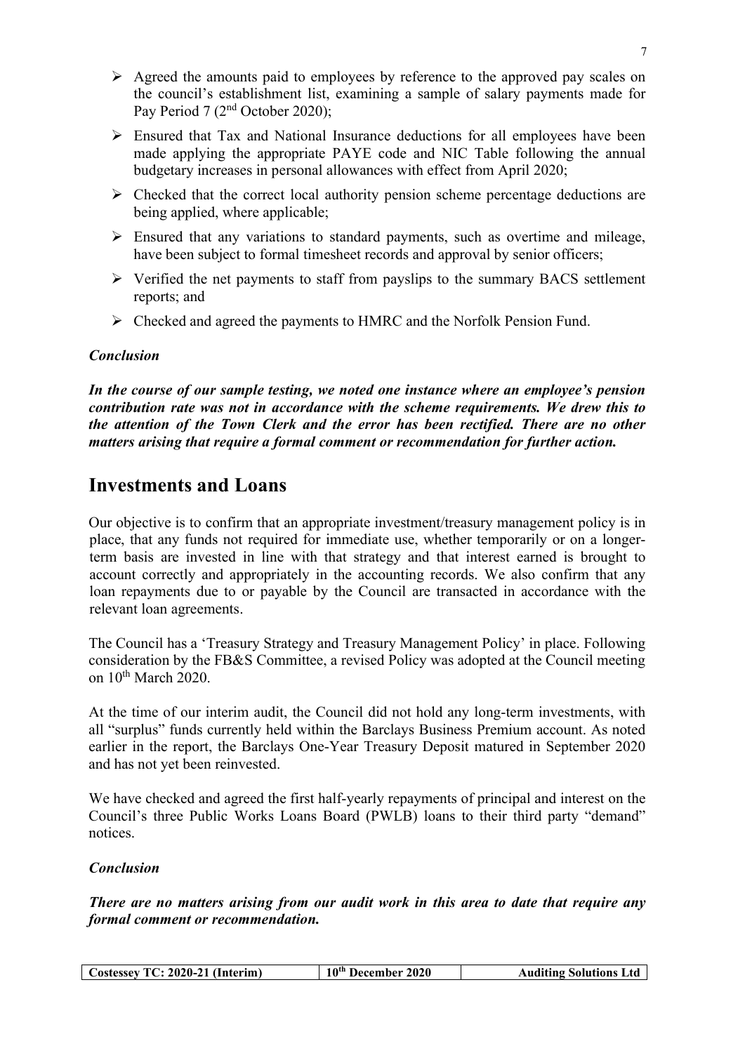- Agreed the amounts paid to employees by reference to the approved pay scales on the council's establishment list, examining a sample of salary payments made for Pay Period 7 (2nd October 2020);
- Ensured that Tax and National Insurance deductions for all employees have been made applying the appropriate PAYE code and NIC Table following the annual budgetary increases in personal allowances with effect from April 2020;
- Checked that the correct local authority pension scheme percentage deductions are being applied, where applicable;
- Ensured that any variations to standard payments, such as overtime and mileage, have been subject to formal timesheet records and approval by senior officers;
- Verified the net payments to staff from payslips to the summary BACS settlement reports; and
- Checked and agreed the payments to HMRC and the Norfolk Pension Fund.

### *Conclusion*

***In the course of our sample testing, we noted one instance where an employee's pension contribution rate was not in accordance with the scheme requirements. We drew this to the attention of the Town Clerk and the error has been rectified. There are no other matters arising that require a formal comment or recommendation for further action.***

## Investments and Loans

Our objective is to confirm that an appropriate investment/treasury management policy is in place, that any funds not required for immediate use, whether temporarily or on a longer-term basis are invested in line with that strategy and that interest earned is brought to account correctly and appropriately in the accounting records. We also confirm that any loan repayments due to or payable by the Council are transacted in accordance with the relevant loan agreements.

The Council has a 'Treasury Strategy and Treasury Management Policy' in place. Following consideration by the FB&S Committee, a revised Policy was adopted at the Council meeting on 10th March 2020.

At the time of our interim audit, the Council did not hold any long-term investments, with all "surplus" funds currently held within the Barclays Business Premium account. As noted earlier in the report, the Barclays One-Year Treasury Deposit matured in September 2020 and has not yet been reinvested.

We have checked and agreed the first half-yearly repayments of principal and interest on the Council's three Public Works Loans Board (PWLB) loans to their third party "demand" notices.

### *Conclusion*

***There are no matters arising from our audit work in this area to date that require any formal comment or recommendation.***